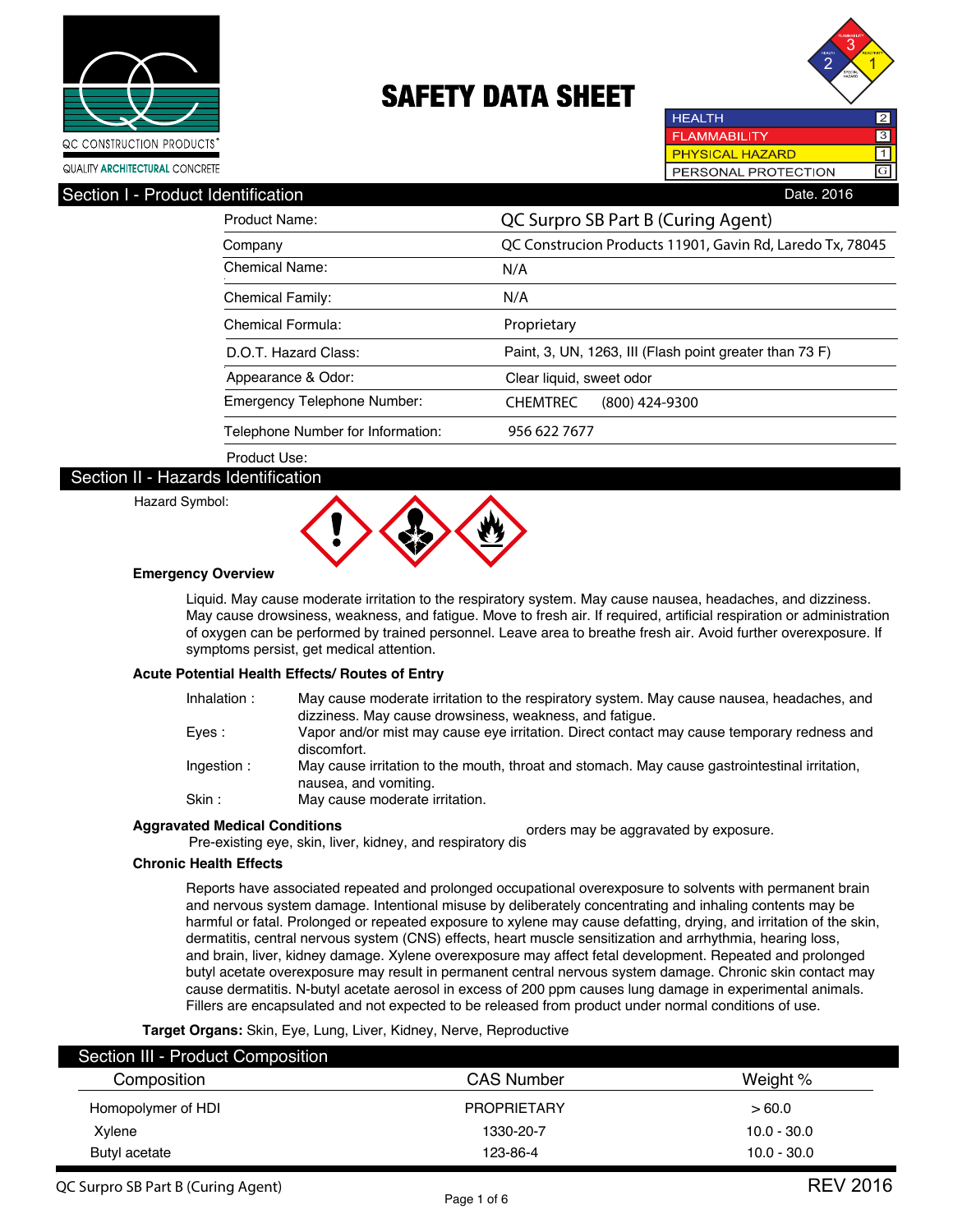QC CONSTRUCTION PRODUCTS®

QUALITY **ARCHITECTURAL** CONCRETE

# SAFETY DATA SHEET

| | |
|---|---|
| HEALTH | 2 |
| FLAMMABILITY | 3 |
| PHYSICAL HAZARD | 1 |
| PERSONAL PROTECTION | G |

## Section I - Product Identification

Date. 2016

| | |
|---|---|
| Product Name: | QC Surpro SB Part B (Curing Agent) |
| Company | QC Construcion Products 11901, Gavin Rd, Laredo Tx, 78045 |
| Chemical Name: | N/A |
| Chemical Family: | N/A |
| Chemical Formula: | Proprietary |
| D.O.T. Hazard Class: | Paint, 3, UN, 1263, III (Flash point greater than 73 F) |
| Appearance & Odor: | Clear liquid, sweet odor |
| Emergency Telephone Number: | CHEMTREC (800) 424-9300 |
| Telephone Number for Information: | 956 622 7677 |
| Product Use: | |

## Section II - Hazards Identification

Hazard Symbol:

**Emergency Overview**

Liquid. May cause moderate irritation to the respiratory system. May cause nausea, headaches, and dizziness. May cause drowsiness, weakness, and fatigue. Move to fresh air. If required, artificial respiration or administration of oxygen can be performed by trained personnel. Leave area to breathe fresh air. Avoid further overexposure. If symptoms persist, get medical attention.

**Acute Potential Health Effects/ Routes of Entry**

- Inhalation : May cause moderate irritation to the respiratory system. May cause nausea, headaches, and dizziness. May cause drowsiness, weakness, and fatigue.
- Eyes : Vapor and/or mist may cause eye irritation. Direct contact may cause temporary redness and discomfort.
- Ingestion : May cause irritation to the mouth, throat and stomach. May cause gastrointestinal irritation, nausea, and vomiting.
- Skin : May cause moderate irritation.

**Aggravated Medical Conditions**

Pre-existing eye, skin, liver, kidney, and respiratory disorders may be aggravated by exposure.

**Chronic Health Effects**

Reports have associated repeated and prolonged occupational overexposure to solvents with permanent brain and nervous system damage. Intentional misuse by deliberately concentrating and inhaling contents may be harmful or fatal. Prolonged or repeated exposure to xylene may cause defatting, drying, and irritation of the skin, dermatitis, central nervous system (CNS) effects, heart muscle sensitization and arrhythmia, hearing loss, and brain, liver, kidney damage. Xylene overexposure may affect fetal development. Repeated and prolonged butyl acetate overexposure may result in permanent central nervous system damage. Chronic skin contact may cause dermatitis. N-butyl acetate aerosol in excess of 200 ppm causes lung damage in experimental animals. Fillers are encapsulated and not expected to be released from product under normal conditions of use.

**Target Organs:** Skin, Eye, Lung, Liver, Kidney, Nerve, Reproductive

## Section III - Product Composition

| Composition | CAS Number | Weight % |
|---|---|---|
| Homopolymer of HDI | PROPRIETARY | > 60.0 |
| Xylene | 1330-20-7 | 10.0 - 30.0 |
| Butyl acetate | 123-86-4 | 10.0 - 30.0 |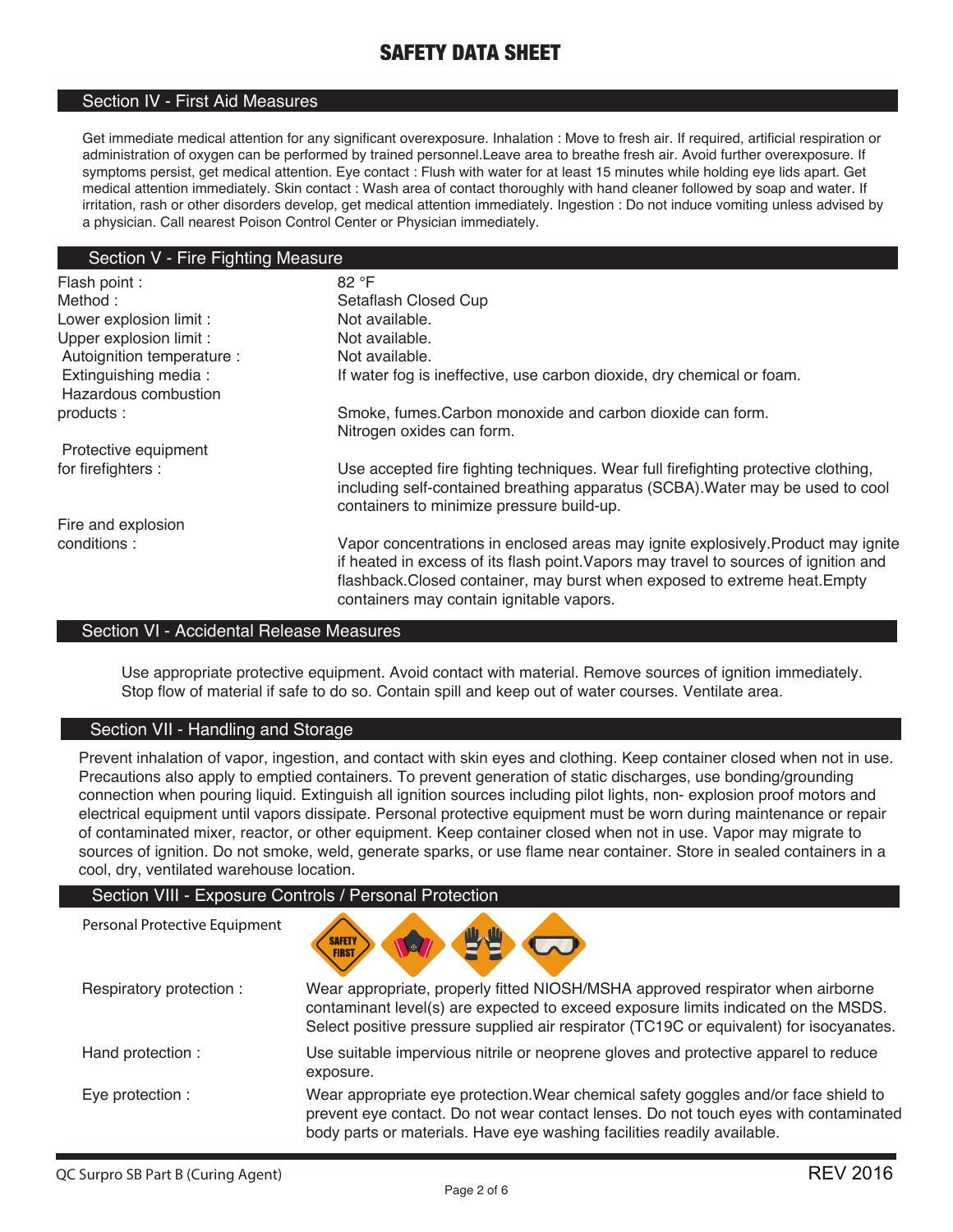## Section IV - First Aid Measures

Get immediate medical attention for any significant overexposure. Inhalation : Move to fresh air. If required, artificial respiration or administration of oxygen can be performed by trained personnel.Leave area to breathe fresh air. Avoid further overexposure. If symptoms persist, get medical attention. Eye contact : Flush with water for at least 15 minutes while holding eye lids apart. Get medical attention immediately. Skin contact : Wash area of contact thoroughly with hand cleaner followed by soap and water. If irritation, rash or other disorders develop, get medical attention immediately. Ingestion : Do not induce vomiting unless advised by a physician. Call nearest Poison Control Center or Physician immediately.

## Section V - Fire Fighting Measure

| | |
|---|---|
| Flash point : | 82 °F |
| Method : | Setaflash Closed Cup |
| Lower explosion limit : | Not available. |
| Upper explosion limit : | Not available. |
| Autoignition temperature : | Not available. |
| Extinguishing media : | If water fog is ineffective, use carbon dioxide, dry chemical or foam. |
| Hazardous combustion products : | Smoke, fumes.Carbon monoxide and carbon dioxide can form. Nitrogen oxides can form. |
| Protective equipment for firefighters : | Use accepted fire fighting techniques. Wear full firefighting protective clothing, including self-contained breathing apparatus (SCBA).Water may be used to cool containers to minimize pressure build-up. |
| Fire and explosion conditions : | Vapor concentrations in enclosed areas may ignite explosively.Product may ignite if heated in excess of its flash point.Vapors may travel to sources of ignition and flashback.Closed container, may burst when exposed to extreme heat.Empty containers may contain ignitable vapors. |

## Section VI - Accidental Release Measures

Use appropriate protective equipment. Avoid contact with material. Remove sources of ignition immediately. Stop flow of material if safe to do so. Contain spill and keep out of water courses. Ventilate area.

## Section VII - Handling and Storage

Prevent inhalation of vapor, ingestion, and contact with skin eyes and clothing. Keep container closed when not in use. Precautions also apply to emptied containers. To prevent generation of static discharges, use bonding/grounding connection when pouring liquid. Extinguish all ignition sources including pilot lights, non- explosion proof motors and electrical equipment until vapors dissipate. Personal protective equipment must be worn during maintenance or repair of contaminated mixer, reactor, or other equipment. Keep container closed when not in use. Vapor may migrate to sources of ignition. Do not smoke, weld, generate sparks, or use flame near container. Store in sealed containers in a cool, dry, ventilated warehouse location.

## Section VIII - Exposure Controls / Personal Protection

| | |
|---|---|
| Personal Protective Equipment | SAFETY FIRST |
| Respiratory protection : | Wear appropriate, properly fitted NIOSH/MSHA approved respirator when airborne contaminant level(s) are expected to exceed exposure limits indicated on the MSDS. Select positive pressure supplied air respirator (TC19C or equivalent) for isocyanates. |
| Hand protection : | Use suitable impervious nitrile or neoprene gloves and protective apparel to reduce exposure. |
| Eye protection : | Wear appropriate eye protection.Wear chemical safety goggles and/or face shield to prevent eye contact. Do not wear contact lenses. Do not touch eyes with contaminated body parts or materials. Have eye washing facilities readily available. |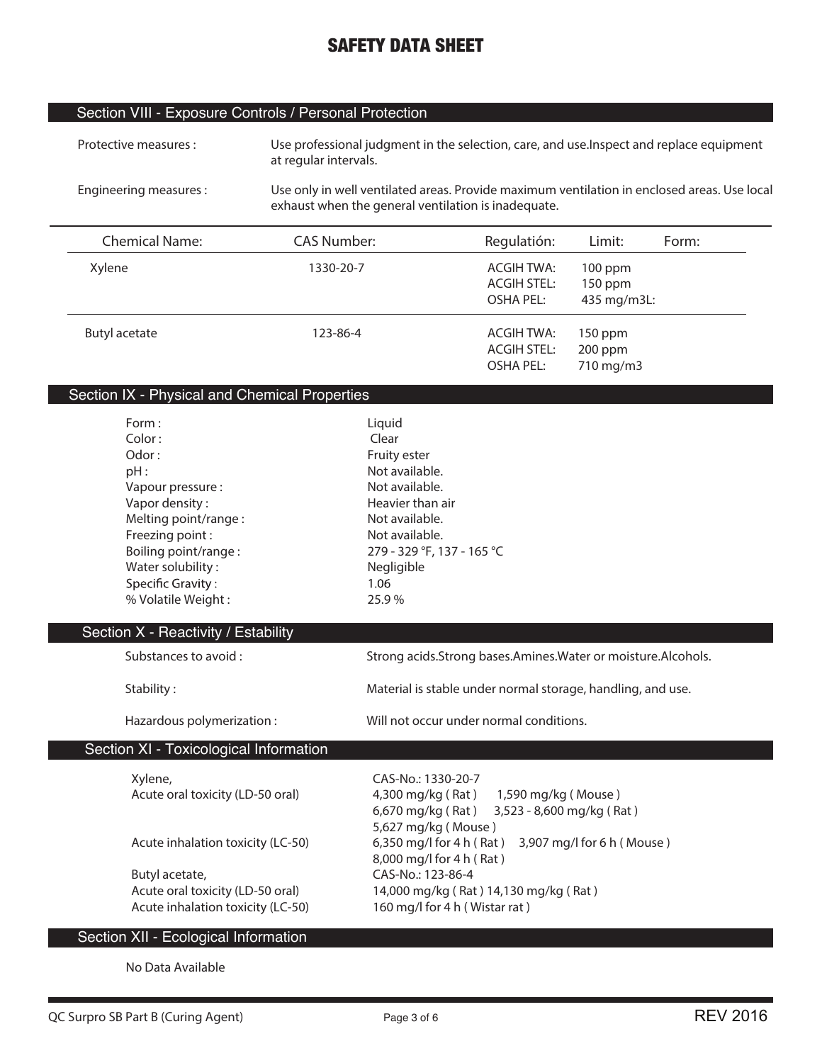# SAFETY DATA SHEET

## Section VIII - Exposure Controls / Personal Protection

Protective measures : Use professional judgment in the selection, care, and use.Inspect and replace equipment at regular intervals.

Engineering measures : Use only in well ventilated areas. Provide maximum ventilation in enclosed areas. Use local exhaust when the general ventilation is inadequate.

| Chemical Name: | CAS Number: | Regulatión: | Limit: | Form: |
|---|---|---|---|---|
| Xylene | 1330-20-7 | ACGIH TWA:<br>ACGIH STEL:<br>OSHA PEL: | 100 ppm<br>150 ppm<br>435 mg/m3L: | |
| Butyl acetate | 123-86-4 | ACGIH TWA:<br>ACGIH STEL:<br>OSHA PEL: | 150 ppm<br>200 ppm<br>710 mg/m3 | |

## Section IX - Physical and Chemical Properties

| | |
|---|---|
| Form : | Liquid |
| Color : | Clear |
| Odor : | Fruity ester |
| pH : | Not available. |
| Vapour pressure : | Not available. |
| Vapor density : | Heavier than air |
| Melting point/range : | Not available. |
| Freezing point : | Not available. |
| Boiling point/range : | 279 - 329 °F, 137 - 165 °C |
| Water solubility : | Negligible |
| Specific Gravity : | 1.06 |
| % Volatile Weight : | 25.9 % |

## Section X - Reactivity / Estability

| | |
|---|---|
| Substances to avoid : | Strong acids.Strong bases.Amines.Water or moisture.Alcohols. |
| Stability : | Material is stable under normal storage, handling, and use. |
| Hazardous polymerization : | Will not occur under normal conditions. |

## Section XI - Toxicological Information

| | |
|---|---|
| Xylene, | CAS-No.: 1330-20-7 |
| Acute oral toxicity (LD-50 oral) | 4,300 mg/kg ( Rat ) 1,590 mg/kg ( Mouse )<br>6,670 mg/kg ( Rat ) 3,523 - 8,600 mg/kg ( Rat )<br>5,627 mg/kg ( Mouse ) |
| Acute inhalation toxicity (LC-50) | 6,350 mg/l for 4 h ( Rat ) 3,907 mg/l for 6 h ( Mouse )<br>8,000 mg/l for 4 h ( Rat ) |
| Butyl acetate, | CAS-No.: 123-86-4 |
| Acute oral toxicity (LD-50 oral) | 14,000 mg/kg ( Rat ) 14,130 mg/kg ( Rat ) |
| Acute inhalation toxicity (LC-50) | 160 mg/l for 4 h ( Wistar rat ) |

## Section XII - Ecological Information

No Data Available

QC Surpro SB Part B (Curing Agent) REV 2016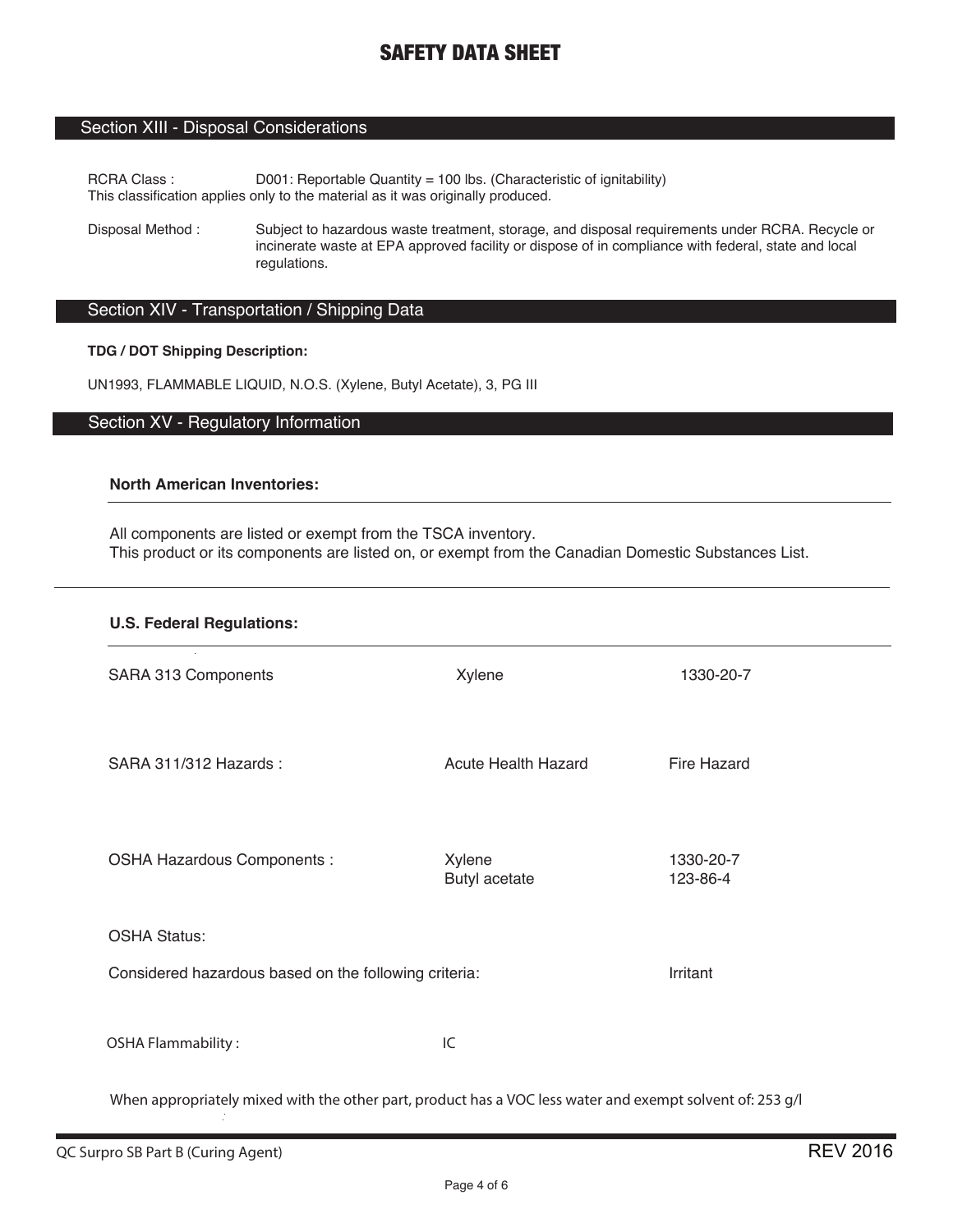## Section XIII - Disposal Considerations

RCRA Class : D001: Reportable Quantity = 100 lbs. (Characteristic of ignitability)
This classification applies only to the material as it was originally produced.

Disposal Method : Subject to hazardous waste treatment, storage, and disposal requirements under RCRA. Recycle or incinerate waste at EPA approved facility or dispose of in compliance with federal, state and local regulations.

## Section XIV - Transportation / Shipping Data

**TDG / DOT Shipping Description:**

UN1993, FLAMMABLE LIQUID, N.O.S. (Xylene, Butyl Acetate), 3, PG III

## Section XV - Regulatory Information

**North American Inventories:**

All components are listed or exempt from the TSCA inventory.
This product or its components are listed on, or exempt from the Canadian Domestic Substances List.

**U.S. Federal Regulations:**

| | | |
|---|---|---|
| SARA 313 Components | Xylene | 1330-20-7 |
| SARA 311/312 Hazards : | Acute Health Hazard | Fire Hazard |
| OSHA Hazardous Components : | Xylene<br>Butyl acetate | 1330-20-7<br>123-86-4 |

OSHA Status:

Considered hazardous based on the following criteria: Irritant

OSHA Flammability : IC

When appropriately mixed with the other part, product has a VOC less water and exempt solvent of: 253 g/l

QC Surpro SB Part B (Curing Agent) REV 2016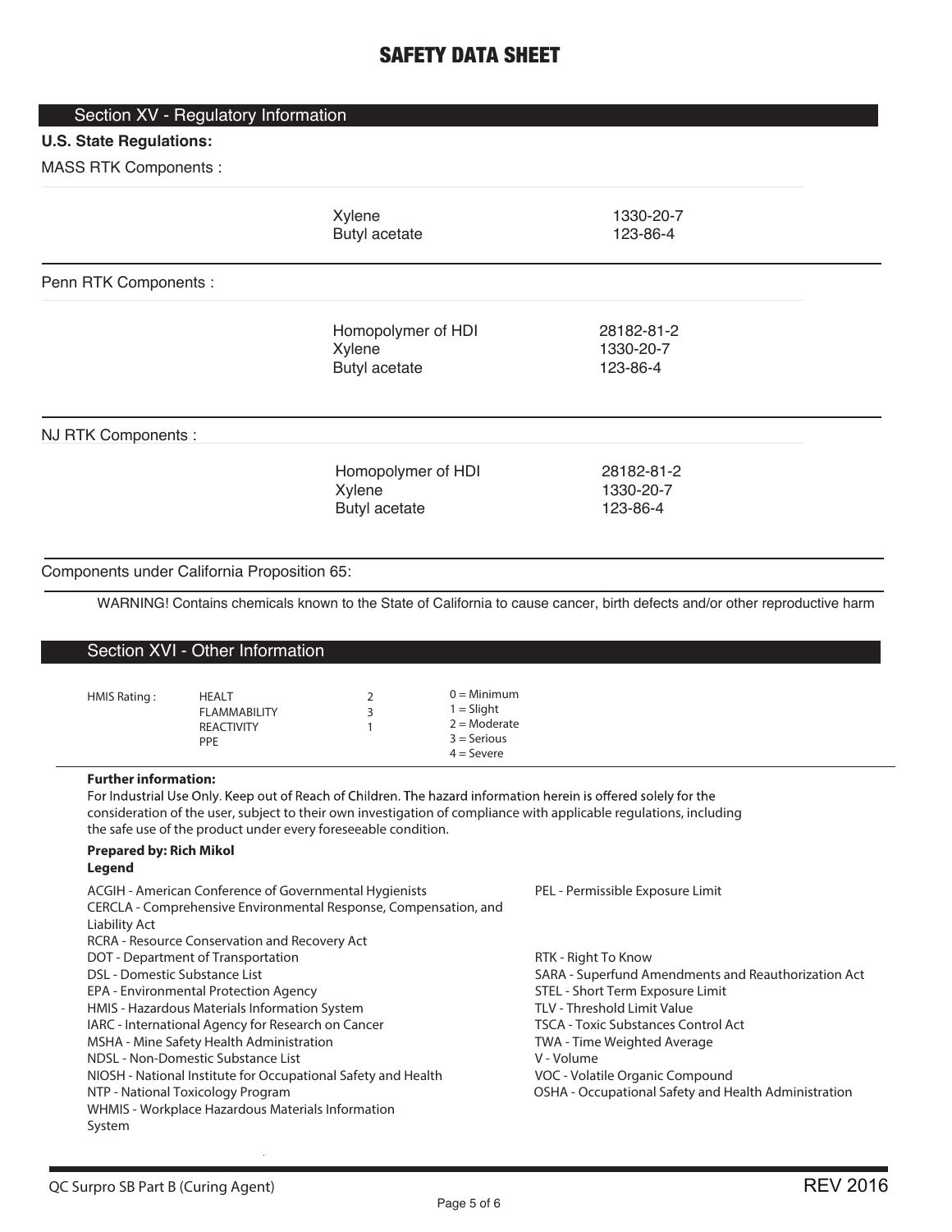# SAFETY DATA SHEET

## Section XV - Regulatory Information

**U.S. State Regulations:**

MASS RTK Components :

| | |
|---|---|
| Xylene | 1330-20-7 |
| Butyl acetate | 123-86-4 |

Penn RTK Components :

| | |
|---|---|
| Homopolymer of HDI | 28182-81-2 |
| Xylene | 1330-20-7 |
| Butyl acetate | 123-86-4 |

NJ RTK Components :

| | |
|---|---|
| Homopolymer of HDI | 28182-81-2 |
| Xylene | 1330-20-7 |
| Butyl acetate | 123-86-4 |

Components under California Proposition 65:

WARNING! Contains chemicals known to the State of California to cause cancer, birth defects and/or other reproductive harm

## Section XVI - Other Information

| HMIS Rating : | | | |
|---|---|---|---|
| | HEALT | 2 | 0 = Minimum |
| | FLAMMABILITY | 3 | 1 = Slight |
| | REACTIVITY | 1 | 2 = Moderate |
| | PPE | | 3 = Serious |
| | | | 4 = Severe |

**Further information:**

For Industrial Use Only. Keep out of Reach of Children. The hazard information herein is offered solely for the consideration of the user, subject to their own investigation of compliance with applicable regulations, including the safe use of the product under every foreseeable condition.

**Prepared by: Rich Mikol**

**Legend**

ACGIH - American Conference of Governmental Hygienists
CERCLA - Comprehensive Environmental Response, Compensation, and Liability Act
RCRA - Resource Conservation and Recovery Act
DOT - Department of Transportation
DSL - Domestic Substance List
EPA - Environmental Protection Agency
HMIS - Hazardous Materials Information System
IARC - International Agency for Research on Cancer
MSHA - Mine Safety Health Administration
NDSL - Non-Domestic Substance List
NIOSH - National Institute for Occupational Safety and Health
NTP - National Toxicology Program
WHMIS - Workplace Hazardous Materials Information System
PEL - Permissible Exposure Limit
RTK - Right To Know
SARA - Superfund Amendments and Reauthorization Act
STEL - Short Term Exposure Limit
TLV - Threshold Limit Value
TSCA - Toxic Substances Control Act
TWA - Time Weighted Average
V - Volume
VOC - Volatile Organic Compound
OSHA - Occupational Safety and Health Administration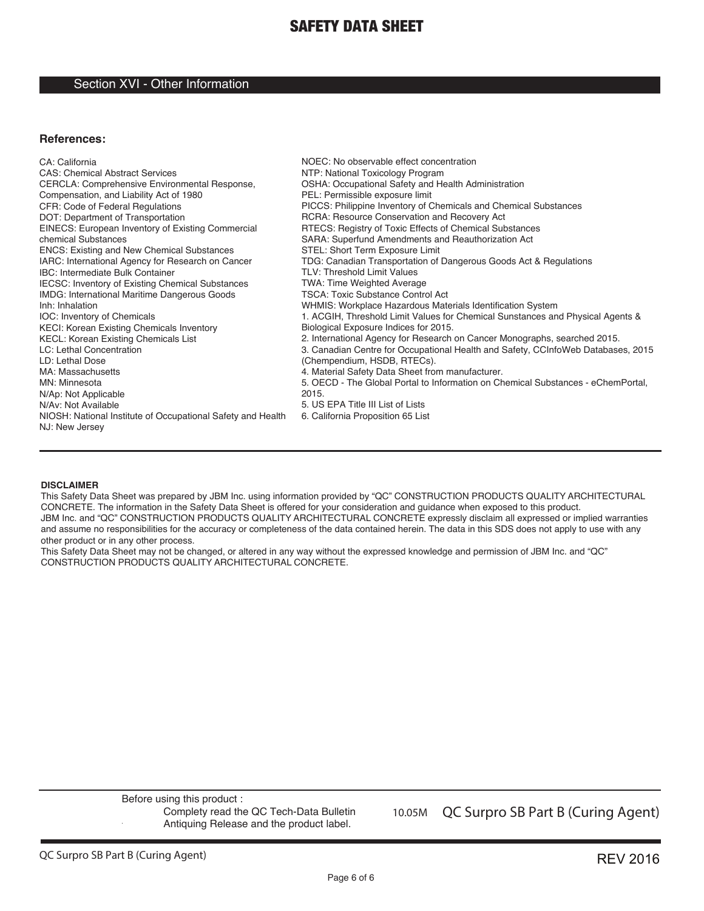## Section XVI - Other Information

**References:**

CA: California
CAS: Chemical Abstract Services
CERCLA: Comprehensive Environmental Response, Compensation, and Liability Act of 1980
CFR: Code of Federal Regulations
DOT: Department of Transportation
EINECS: European Inventory of Existing Commercial chemical Substances
ENCS: Existing and New Chemical Substances
IARC: International Agency for Research on Cancer
IBC: Intermediate Bulk Container
IECSC: Inventory of Existing Chemical Substances
IMDG: International Maritime Dangerous Goods
Inh: Inhalation
IOC: Inventory of Chemicals
KECI: Korean Existing Chemicals Inventory
KECL: Korean Existing Chemicals List
LC: Lethal Concentration
LD: Lethal Dose
MA: Massachusetts
MN: Minnesota
N/Ap: Not Applicable
N/Av: Not Available
NIOSH: National Institute of Occupational Safety and Health
NJ: New Jersey
NOEC: No observable effect concentration
NTP: National Toxicology Program
OSHA: Occupational Safety and Health Administration
PEL: Permissible exposure limit
PICCS: Philippine Inventory of Chemicals and Chemical Substances
RCRA: Resource Conservation and Recovery Act
RTECS: Registry of Toxic Effects of Chemical Substances
SARA: Superfund Amendments and Reauthorization Act
STEL: Short Term Exposure Limit
TDG: Canadian Transportation of Dangerous Goods Act & Regulations
TLV: Threshold Limit Values
TWA: Time Weighted Average
TSCA: Toxic Substance Control Act
WHMIS: Workplace Hazardous Materials Identification System

1. ACGIH, Threshold Limit Values for Chemical Sunstances and Physical Agents & Biological Exposure Indices for 2015.
2. International Agency for Research on Cancer Monographs, searched 2015.
3. Canadian Centre for Occupational Health and Safety, CCInfoWeb Databases, 2015 (Chempendium, HSDB, RTECs).
4. Material Safety Data Sheet from manufacturer.
5. OECD - The Global Portal to Information on Chemical Substances - eChemPortal, 2015.
5. US EPA Title III List of Lists
6. California Proposition 65 List

**DISCLAIMER**

This Safety Data Sheet was prepared by JBM Inc. using information provided by "QC" CONSTRUCTION PRODUCTS QUALITY ARCHITECTURAL CONCRETE. The information in the Safety Data Sheet is offered for your consideration and guidance when exposed to this product.
JBM Inc. and "QC" CONSTRUCTION PRODUCTS QUALITY ARCHITECTURAL CONCRETE expressly disclaim all expressed or implied warranties and assume no responsibilities for the accuracy or completeness of the data contained herein. The data in this SDS does not apply to use with any other product or in any other process.
This Safety Data Sheet may not be changed, or altered in any way without the expressed knowledge and permission of JBM Inc. and "QC" CONSTRUCTION PRODUCTS QUALITY ARCHITECTURAL CONCRETE.

Before using this product :
Complety read the QC Tech-Data Bulletin
Antiquing Release and the product label.

10.05M QC Surpro SB Part B (Curing Agent)